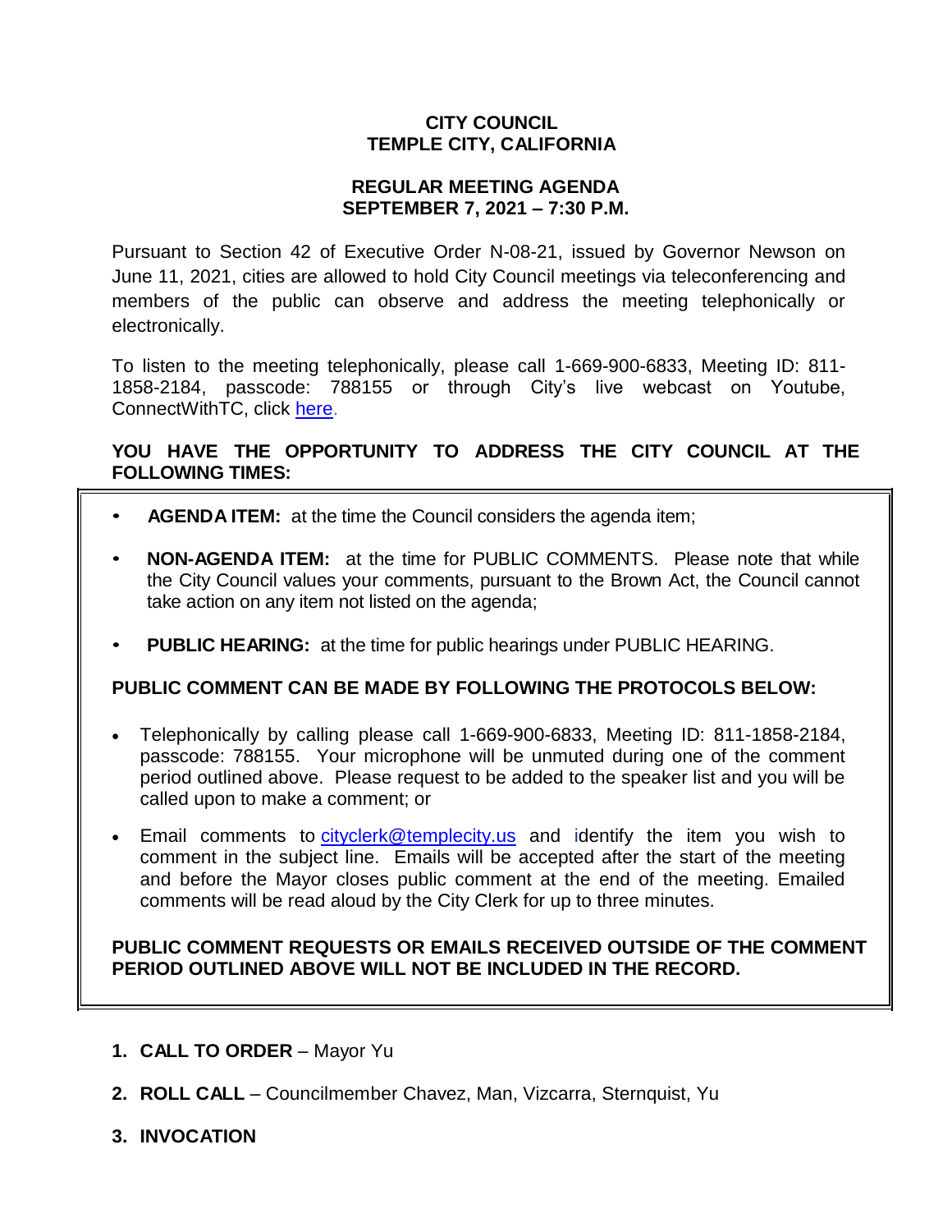# CITY COUNCIL
# TEMPLE CITY, CALIFORNIA

## REGULAR MEETING AGENDA
## SEPTEMBER 7, 2021 – 7:30 P.M.

Pursuant to Section 42 of Executive Order N-08-21, issued by Governor Newson on June 11, 2021, cities are allowed to hold City Council meetings via teleconferencing and members of the public can observe and address the meeting telephonically or electronically.

To listen to the meeting telephonically, please call 1-669-900-6833, Meeting ID: 811-1858-2184, passcode: 788155 or through City's live webcast on Youtube, ConnectWithTC, click here.

**YOU HAVE THE OPPORTUNITY TO ADDRESS THE CITY COUNCIL AT THE FOLLOWING TIMES:**

- **AGENDA ITEM:** at the time the Council considers the agenda item;
- **NON-AGENDA ITEM:** at the time for PUBLIC COMMENTS. Please note that while the City Council values your comments, pursuant to the Brown Act, the Council cannot take action on any item not listed on the agenda;
- **PUBLIC HEARING:** at the time for public hearings under PUBLIC HEARING.

**PUBLIC COMMENT CAN BE MADE BY FOLLOWING THE PROTOCOLS BELOW:**

- Telephonically by calling please call 1-669-900-6833, Meeting ID: 811-1858-2184, passcode: 788155. Your microphone will be unmuted during one of the comment period outlined above. Please request to be added to the speaker list and you will be called upon to make a comment; or
- Email comments to cityclerk@templecity.us and identify the item you wish to comment in the subject line. Emails will be accepted after the start of the meeting and before the Mayor closes public comment at the end of the meeting. Emailed comments will be read aloud by the City Clerk for up to three minutes.

**PUBLIC COMMENT REQUESTS OR EMAILS RECEIVED OUTSIDE OF THE COMMENT PERIOD OUTLINED ABOVE WILL NOT BE INCLUDED IN THE RECORD.**

1. **CALL TO ORDER** – Mayor Yu
2. **ROLL CALL** – Councilmember Chavez, Man, Vizcarra, Sternquist, Yu
3. **INVOCATION**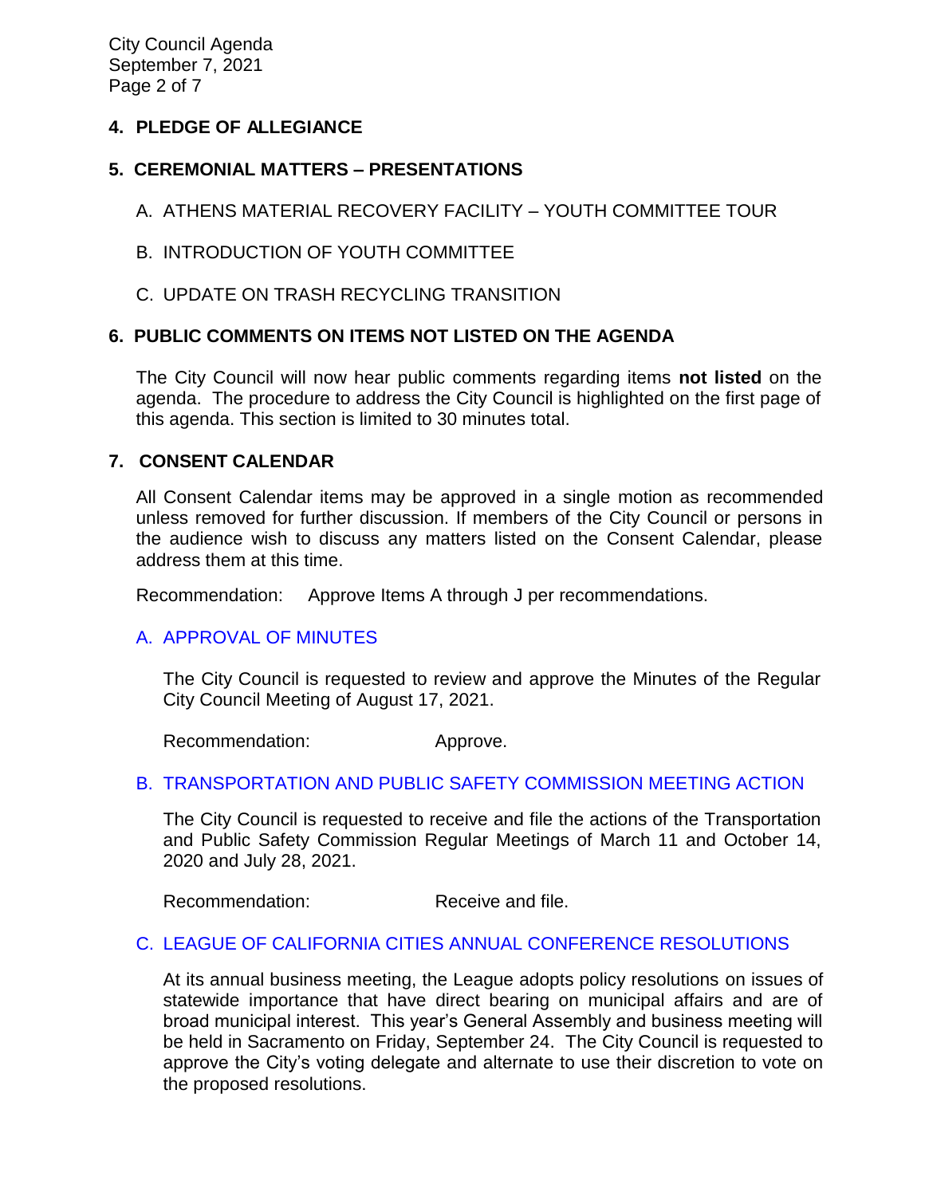## 4. PLEDGE OF ALLEGIANCE

## 5. CEREMONIAL MATTERS – PRESENTATIONS

A. ATHENS MATERIAL RECOVERY FACILITY – YOUTH COMMITTEE TOUR

B. INTRODUCTION OF YOUTH COMMITTEE

C. UPDATE ON TRASH RECYCLING TRANSITION

## 6. PUBLIC COMMENTS ON ITEMS NOT LISTED ON THE AGENDA

The City Council will now hear public comments regarding items **not listed** on the agenda. The procedure to address the City Council is highlighted on the first page of this agenda. This section is limited to 30 minutes total.

## 7. CONSENT CALENDAR

All Consent Calendar items may be approved in a single motion as recommended unless removed for further discussion. If members of the City Council or persons in the audience wish to discuss any matters listed on the Consent Calendar, please address them at this time.

Recommendation: Approve Items A through J per recommendations.

### A. APPROVAL OF MINUTES

The City Council is requested to review and approve the Minutes of the Regular City Council Meeting of August 17, 2021.

Recommendation: Approve.

### B. TRANSPORTATION AND PUBLIC SAFETY COMMISSION MEETING ACTION

The City Council is requested to receive and file the actions of the Transportation and Public Safety Commission Regular Meetings of March 11 and October 14, 2020 and July 28, 2021.

Recommendation: Receive and file.

### C. LEAGUE OF CALIFORNIA CITIES ANNUAL CONFERENCE RESOLUTIONS

At its annual business meeting, the League adopts policy resolutions on issues of statewide importance that have direct bearing on municipal affairs and are of broad municipal interest. This year's General Assembly and business meeting will be held in Sacramento on Friday, September 24. The City Council is requested to approve the City's voting delegate and alternate to use their discretion to vote on the proposed resolutions.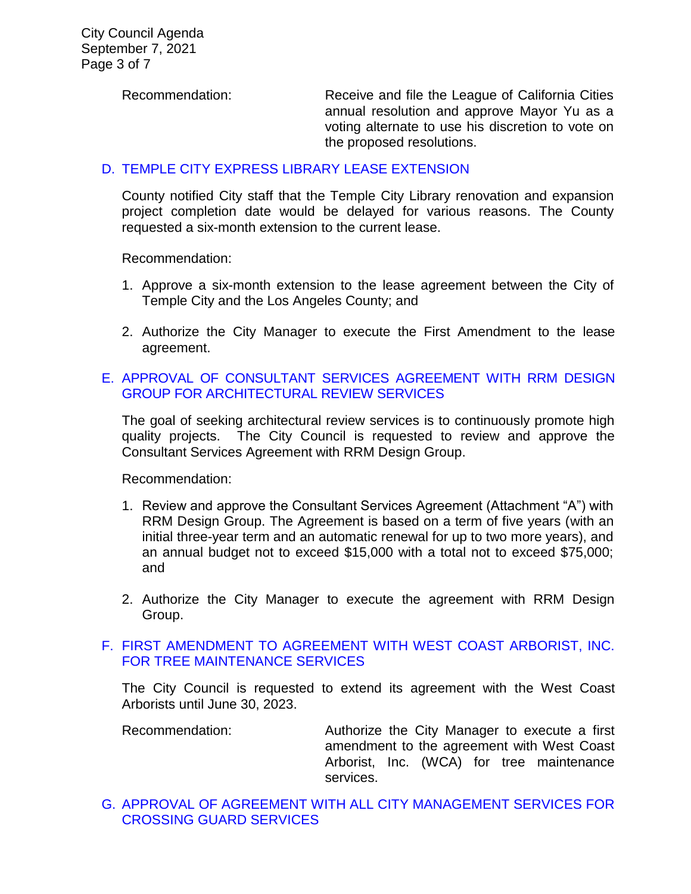Recommendation: Receive and file the League of California Cities annual resolution and approve Mayor Yu as a voting alternate to use his discretion to vote on the proposed resolutions.

### D. TEMPLE CITY EXPRESS LIBRARY LEASE EXTENSION

County notified City staff that the Temple City Library renovation and expansion project completion date would be delayed for various reasons. The County requested a six-month extension to the current lease.

Recommendation:

1. Approve a six-month extension to the lease agreement between the City of Temple City and the Los Angeles County; and
2. Authorize the City Manager to execute the First Amendment to the lease agreement.

### E. APPROVAL OF CONSULTANT SERVICES AGREEMENT WITH RRM DESIGN GROUP FOR ARCHITECTURAL REVIEW SERVICES

The goal of seeking architectural review services is to continuously promote high quality projects. The City Council is requested to review and approve the Consultant Services Agreement with RRM Design Group.

Recommendation:

1. Review and approve the Consultant Services Agreement (Attachment "A") with RRM Design Group. The Agreement is based on a term of five years (with an initial three-year term and an automatic renewal for up to two more years), and an annual budget not to exceed $15,000 with a total not to exceed $75,000; and
2. Authorize the City Manager to execute the agreement with RRM Design Group.

### F. FIRST AMENDMENT TO AGREEMENT WITH WEST COAST ARBORIST, INC. FOR TREE MAINTENANCE SERVICES

The City Council is requested to extend its agreement with the West Coast Arborists until June 30, 2023.

Recommendation: Authorize the City Manager to execute a first amendment to the agreement with West Coast Arborist, Inc. (WCA) for tree maintenance services.

### G. APPROVAL OF AGREEMENT WITH ALL CITY MANAGEMENT SERVICES FOR CROSSING GUARD SERVICES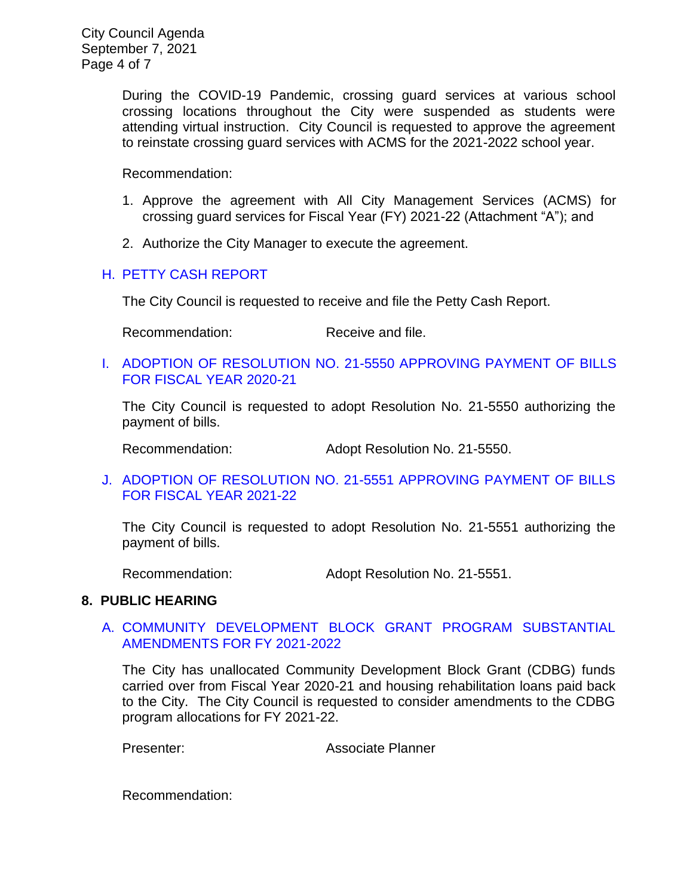During the COVID-19 Pandemic, crossing guard services at various school crossing locations throughout the City were suspended as students were attending virtual instruction. City Council is requested to approve the agreement to reinstate crossing guard services with ACMS for the 2021-2022 school year.

Recommendation:

1. Approve the agreement with All City Management Services (ACMS) for crossing guard services for Fiscal Year (FY) 2021-22 (Attachment "A"); and
2. Authorize the City Manager to execute the agreement.

### H. PETTY CASH REPORT

The City Council is requested to receive and file the Petty Cash Report.

Recommendation: Receive and file.

### I. ADOPTION OF RESOLUTION NO. 21-5550 APPROVING PAYMENT OF BILLS FOR FISCAL YEAR 2020-21

The City Council is requested to adopt Resolution No. 21-5550 authorizing the payment of bills.

Recommendation: Adopt Resolution No. 21-5550.

### J. ADOPTION OF RESOLUTION NO. 21-5551 APPROVING PAYMENT OF BILLS FOR FISCAL YEAR 2021-22

The City Council is requested to adopt Resolution No. 21-5551 authorizing the payment of bills.

Recommendation: Adopt Resolution No. 21-5551.

## 8. PUBLIC HEARING

### A. COMMUNITY DEVELOPMENT BLOCK GRANT PROGRAM SUBSTANTIAL AMENDMENTS FOR FY 2021-2022

The City has unallocated Community Development Block Grant (CDBG) funds carried over from Fiscal Year 2020-21 and housing rehabilitation loans paid back to the City. The City Council is requested to consider amendments to the CDBG program allocations for FY 2021-22.

Presenter: Associate Planner

Recommendation: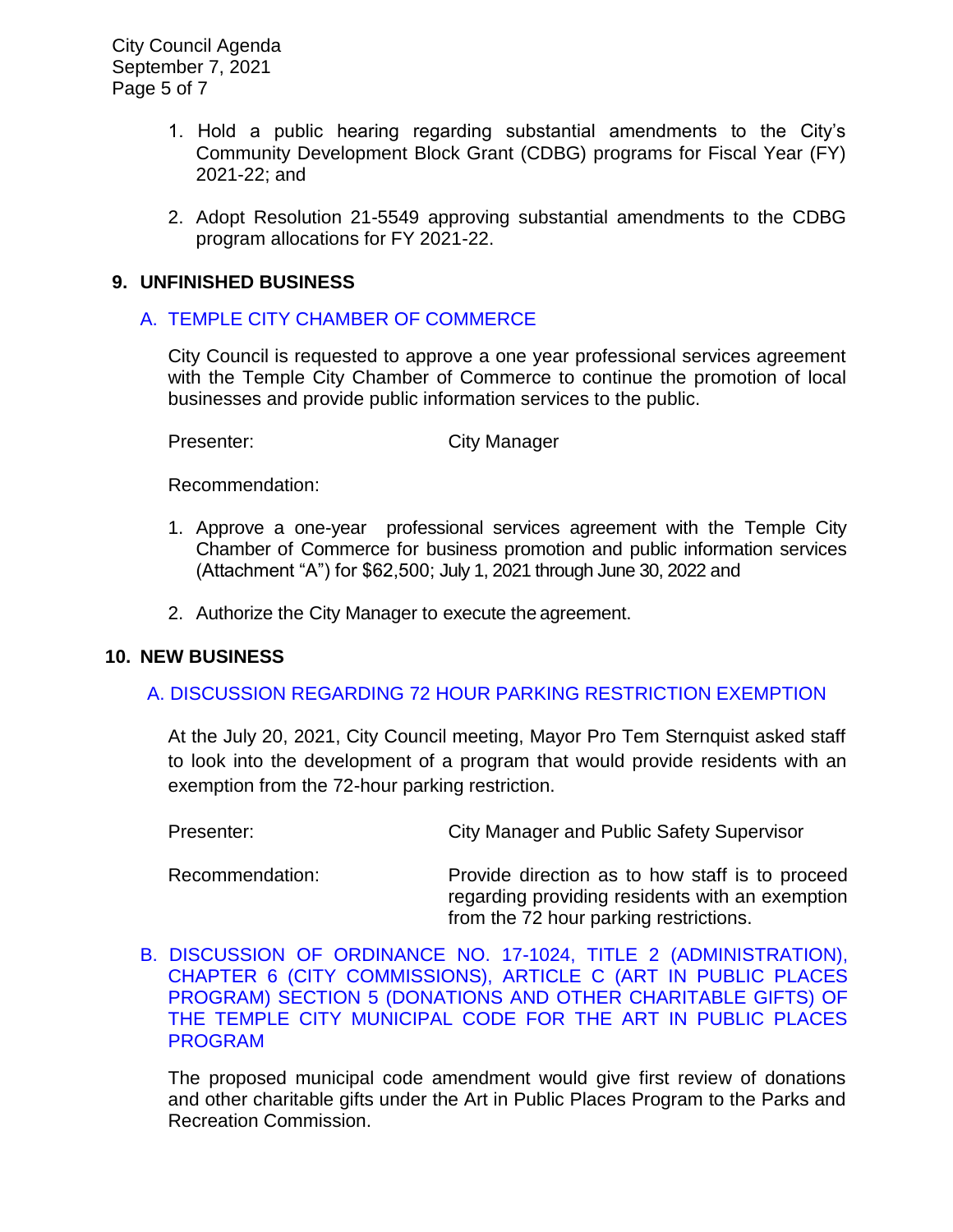1. Hold a public hearing regarding substantial amendments to the City's Community Development Block Grant (CDBG) programs for Fiscal Year (FY) 2021-22; and

2. Adopt Resolution 21-5549 approving substantial amendments to the CDBG program allocations for FY 2021-22.

## 9. UNFINISHED BUSINESS

### A. TEMPLE CITY CHAMBER OF COMMERCE

City Council is requested to approve a one year professional services agreement with the Temple City Chamber of Commerce to continue the promotion of local businesses and provide public information services to the public.

Presenter: City Manager

Recommendation:

1. Approve a one-year professional services agreement with the Temple City Chamber of Commerce for business promotion and public information services (Attachment "A") for $62,500; July 1, 2021 through June 30, 2022 and

2. Authorize the City Manager to execute the agreement.

## 10. NEW BUSINESS

### A. DISCUSSION REGARDING 72 HOUR PARKING RESTRICTION EXEMPTION

At the July 20, 2021, City Council meeting, Mayor Pro Tem Sternquist asked staff to look into the development of a program that would provide residents with an exemption from the 72-hour parking restriction.

Presenter: City Manager and Public Safety Supervisor

Recommendation: Provide direction as to how staff is to proceed regarding providing residents with an exemption from the 72 hour parking restrictions.

### B. DISCUSSION OF ORDINANCE NO. 17-1024, TITLE 2 (ADMINISTRATION), CHAPTER 6 (CITY COMMISSIONS), ARTICLE C (ART IN PUBLIC PLACES PROGRAM) SECTION 5 (DONATIONS AND OTHER CHARITABLE GIFTS) OF THE TEMPLE CITY MUNICIPAL CODE FOR THE ART IN PUBLIC PLACES PROGRAM

The proposed municipal code amendment would give first review of donations and other charitable gifts under the Art in Public Places Program to the Parks and Recreation Commission.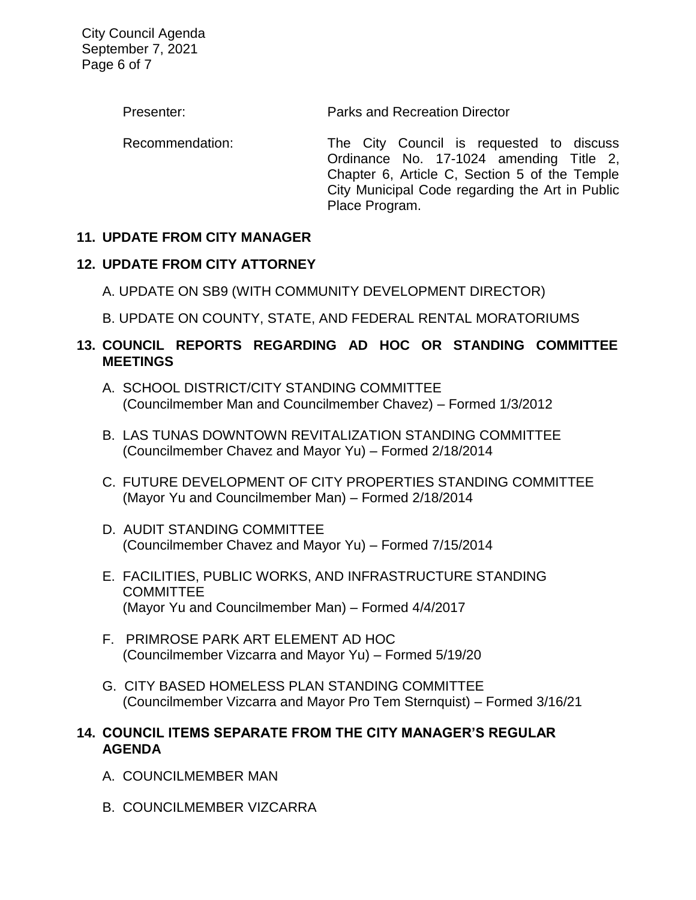Presenter: Parks and Recreation Director

Recommendation: The City Council is requested to discuss Ordinance No. 17-1024 amending Title 2, Chapter 6, Article C, Section 5 of the Temple City Municipal Code regarding the Art in Public Place Program.

## 11. UPDATE FROM CITY MANAGER

## 12. UPDATE FROM CITY ATTORNEY

A. UPDATE ON SB9 (WITH COMMUNITY DEVELOPMENT DIRECTOR)

B. UPDATE ON COUNTY, STATE, AND FEDERAL RENTAL MORATORIUMS

## 13. COUNCIL REPORTS REGARDING AD HOC OR STANDING COMMITTEE MEETINGS

A. SCHOOL DISTRICT/CITY STANDING COMMITTEE
(Councilmember Man and Councilmember Chavez) – Formed 1/3/2012

B. LAS TUNAS DOWNTOWN REVITALIZATION STANDING COMMITTEE
(Councilmember Chavez and Mayor Yu) – Formed 2/18/2014

C. FUTURE DEVELOPMENT OF CITY PROPERTIES STANDING COMMITTEE
(Mayor Yu and Councilmember Man) – Formed 2/18/2014

D. AUDIT STANDING COMMITTEE
(Councilmember Chavez and Mayor Yu) – Formed 7/15/2014

E. FACILITIES, PUBLIC WORKS, AND INFRASTRUCTURE STANDING COMMITTEE
(Mayor Yu and Councilmember Man) – Formed 4/4/2017

F. PRIMROSE PARK ART ELEMENT AD HOC
(Councilmember Vizcarra and Mayor Yu) – Formed 5/19/20

G. CITY BASED HOMELESS PLAN STANDING COMMITTEE
(Councilmember Vizcarra and Mayor Pro Tem Sternquist) – Formed 3/16/21

## 14. COUNCIL ITEMS SEPARATE FROM THE CITY MANAGER'S REGULAR AGENDA

A. COUNCILMEMBER MAN

B. COUNCILMEMBER VIZCARRA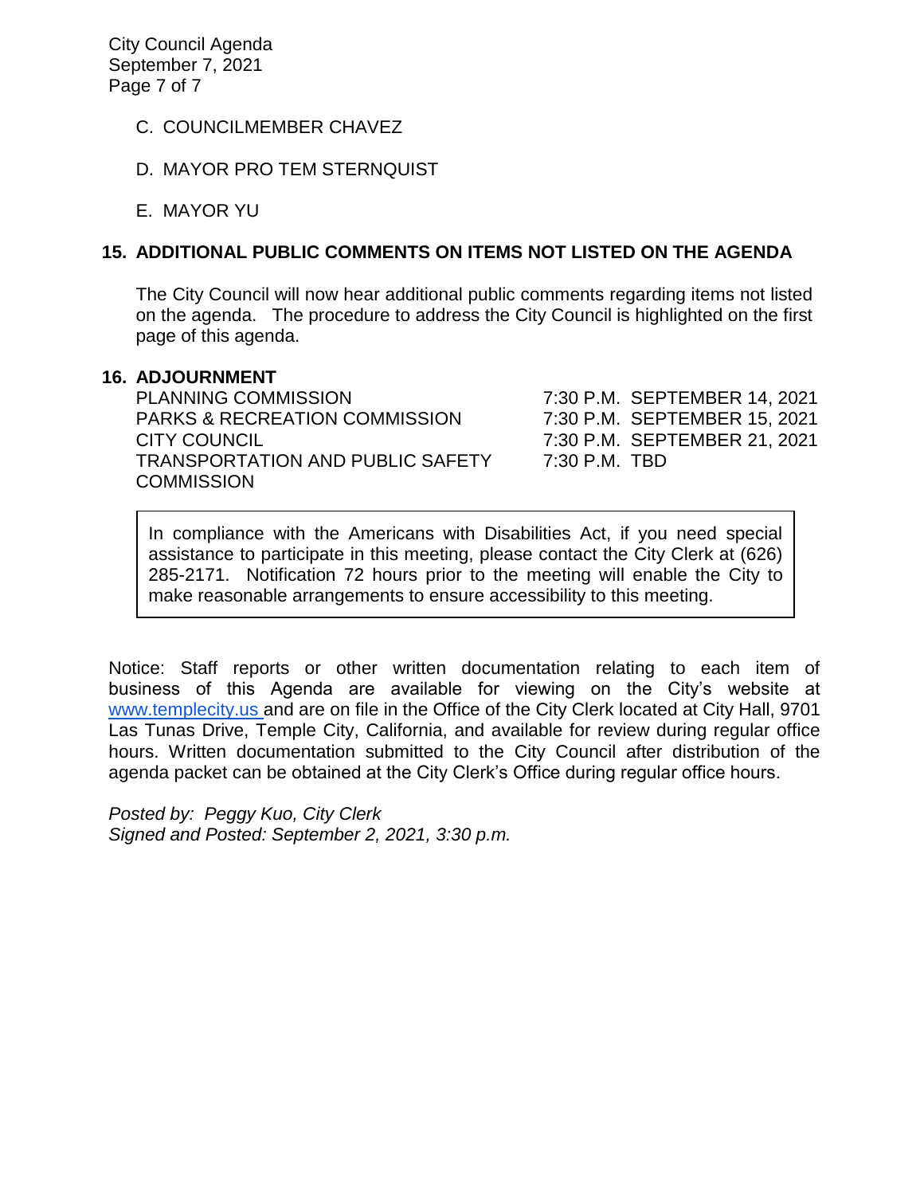C. COUNCILMEMBER CHAVEZ

D. MAYOR PRO TEM STERNQUIST

E. MAYOR YU

## 15. ADDITIONAL PUBLIC COMMENTS ON ITEMS NOT LISTED ON THE AGENDA

The City Council will now hear additional public comments regarding items not listed on the agenda. The procedure to address the City Council is highlighted on the first page of this agenda.

## 16. ADJOURNMENT

| | |
|---|---|
| PLANNING COMMISSION | 7:30 P.M. SEPTEMBER 14, 2021 |
| PARKS & RECREATION COMMISSION | 7:30 P.M. SEPTEMBER 15, 2021 |
| CITY COUNCIL | 7:30 P.M. SEPTEMBER 21, 2021 |
| TRANSPORTATION AND PUBLIC SAFETY COMMISSION | 7:30 P.M. TBD |

> In compliance with the Americans with Disabilities Act, if you need special assistance to participate in this meeting, please contact the City Clerk at (626) 285-2171. Notification 72 hours prior to the meeting will enable the City to make reasonable arrangements to ensure accessibility to this meeting.

Notice: Staff reports or other written documentation relating to each item of business of this Agenda are available for viewing on the City's website at [www.templecity.us](http://www.templecity.us) and are on file in the Office of the City Clerk located at City Hall, 9701 Las Tunas Drive, Temple City, California, and available for review during regular office hours. Written documentation submitted to the City Council after distribution of the agenda packet can be obtained at the City Clerk's Office during regular office hours.

*Posted by: Peggy Kuo, City Clerk*
*Signed and Posted: September 2, 2021, 3:30 p.m.*